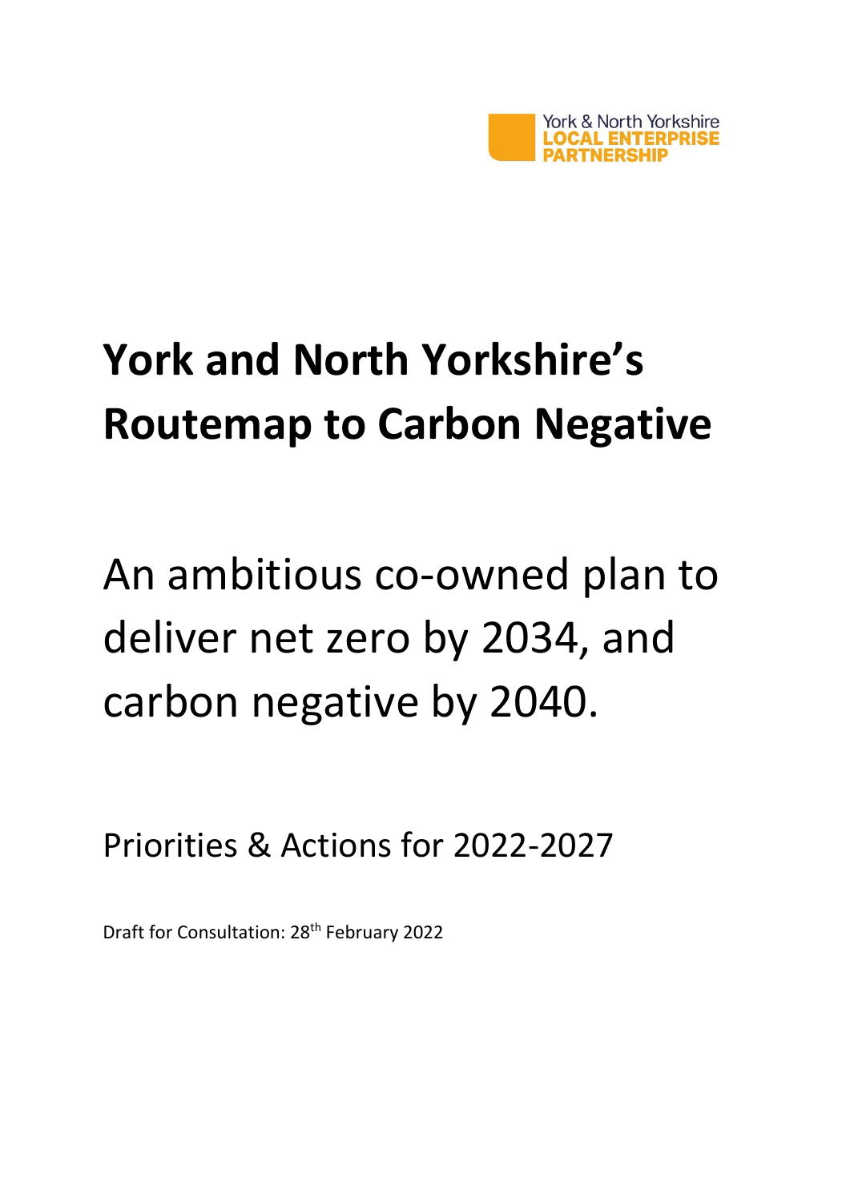York & North Yorkshire
LOCAL ENTERPRISE
PARTNERSHIP

# York and North Yorkshire's Routemap to Carbon Negative

An ambitious co-owned plan to deliver net zero by 2034, and carbon negative by 2040.

Priorities & Actions for 2022-2027

Draft for Consultation: 28th February 2022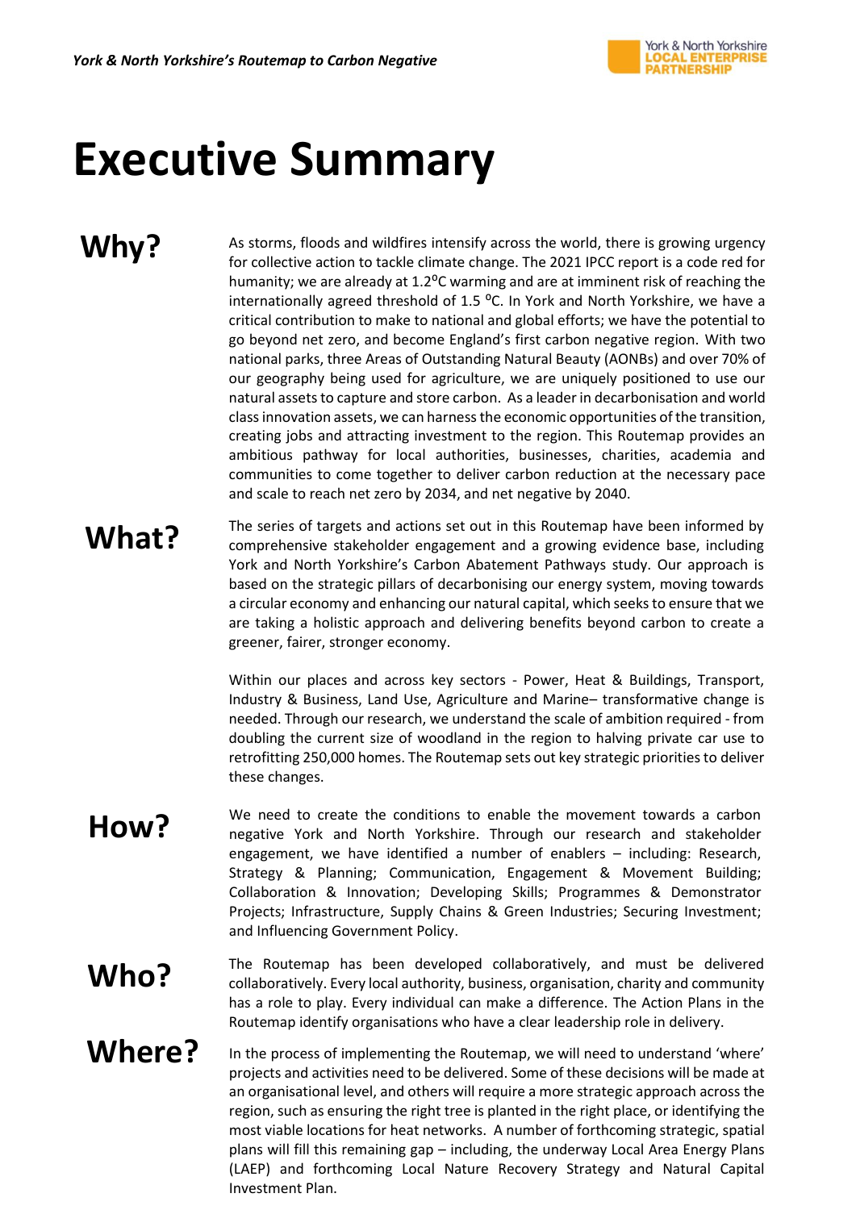# Executive Summary

## Why?

As storms, floods and wildfires intensify across the world, there is growing urgency for collective action to tackle climate change. The 2021 IPCC report is a code red for humanity; we are already at 1.2°C warming and are at imminent risk of reaching the internationally agreed threshold of 1.5 °C. In York and North Yorkshire, we have a critical contribution to make to national and global efforts; we have the potential to go beyond net zero, and become England's first carbon negative region. With two national parks, three Areas of Outstanding Natural Beauty (AONBs) and over 70% of our geography being used for agriculture, we are uniquely positioned to use our natural assets to capture and store carbon. As a leader in decarbonisation and world class innovation assets, we can harness the economic opportunities of the transition, creating jobs and attracting investment to the region. This Routemap provides an ambitious pathway for local authorities, businesses, charities, academia and communities to come together to deliver carbon reduction at the necessary pace and scale to reach net zero by 2034, and net negative by 2040.

## What?

The series of targets and actions set out in this Routemap have been informed by comprehensive stakeholder engagement and a growing evidence base, including York and North Yorkshire's Carbon Abatement Pathways study. Our approach is based on the strategic pillars of decarbonising our energy system, moving towards a circular economy and enhancing our natural capital, which seeks to ensure that we are taking a holistic approach and delivering benefits beyond carbon to create a greener, fairer, stronger economy.

Within our places and across key sectors - Power, Heat & Buildings, Transport, Industry & Business, Land Use, Agriculture and Marine– transformative change is needed. Through our research, we understand the scale of ambition required - from doubling the current size of woodland in the region to halving private car use to retrofitting 250,000 homes. The Routemap sets out key strategic priorities to deliver these changes.

## How?

We need to create the conditions to enable the movement towards a carbon negative York and North Yorkshire. Through our research and stakeholder engagement, we have identified a number of enablers – including: Research, Strategy & Planning; Communication, Engagement & Movement Building; Collaboration & Innovation; Developing Skills; Programmes & Demonstrator Projects; Infrastructure, Supply Chains & Green Industries; Securing Investment; and Influencing Government Policy.

## Who?

The Routemap has been developed collaboratively, and must be delivered collaboratively. Every local authority, business, organisation, charity and community has a role to play. Every individual can make a difference. The Action Plans in the Routemap identify organisations who have a clear leadership role in delivery.

## Where?

In the process of implementing the Routemap, we will need to understand 'where' projects and activities need to be delivered. Some of these decisions will be made at an organisational level, and others will require a more strategic approach across the region, such as ensuring the right tree is planted in the right place, or identifying the most viable locations for heat networks. A number of forthcoming strategic, spatial plans will fill this remaining gap – including, the underway Local Area Energy Plans (LAEP) and forthcoming Local Nature Recovery Strategy and Natural Capital Investment Plan.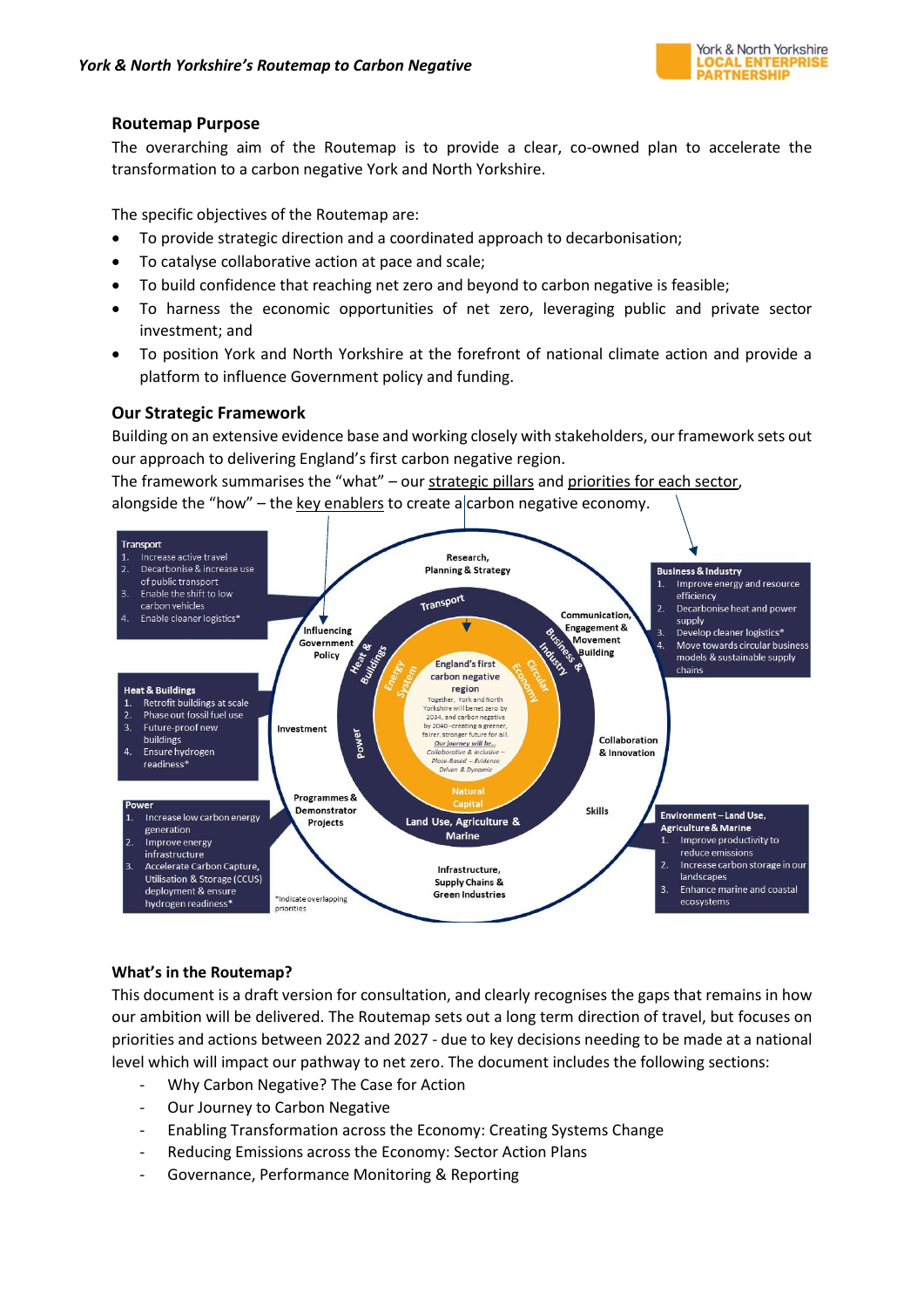## Routemap Purpose

The overarching aim of the Routemap is to provide a clear, co-owned plan to accelerate the transformation to a carbon negative York and North Yorkshire.

The specific objectives of the Routemap are:

- To provide strategic direction and a coordinated approach to decarbonisation;
- To catalyse collaborative action at pace and scale;
- To build confidence that reaching net zero and beyond to carbon negative is feasible;
- To harness the economic opportunities of net zero, leveraging public and private sector investment; and
- To position York and North Yorkshire at the forefront of national climate action and provide a platform to influence Government policy and funding.

## Our Strategic Framework

Building on an extensive evidence base and working closely with stakeholders, our framework sets out our approach to delivering England's first carbon negative region.

The framework summarises the "what" – our strategic pillars and priorities for each sector, alongside the "how" – the key enablers to create a carbon negative economy.

**Transport**
1. Increase active travel
2. Decarbonise & increase use of public transport
3. Enable the shift to low carbon vehicles
4. Enable cleaner logistics*

**Heat & Buildings**
1. Retrofit buildings at scale
2. Phase out fossil fuel use
3. Future-proof new buildings
4. Ensure hydrogen readiness*

**Power**
1. Increase low carbon energy generation
2. Improve energy infrastructure
3. Accelerate Carbon Capture, Utilisation & Storage (CCUS) deployment & ensure hydrogen readiness*

**Business & Industry**
1. Improve energy and resource efficiency
2. Decarbonise heat and power supply
3. Develop cleaner logistics*
4. Move towards circular business models & sustainable supply chains

**Environment – Land Use, Agriculture & Marine**
1. Improve productivity to reduce emissions
2. Increase carbon storage in our landscapes
3. Enhance marine and coastal ecosystems

Research, Planning & Strategy

Communication, Engagement & Movement Building

Collaboration & Innovation

Skills

Infrastructure, Supply Chains & Green Industries

Programmes & Demonstrator Projects

Investment

Influencing Government Policy

Transport

Business & Industry

Circular Economy

Land Use, Agriculture & Marine

Natural Capital

Power

Heat & Buildings

Energy System

England's first carbon negative region

Together, York and North Yorkshire will be net zero by 2034, and carbon negative by 2040 – creating a greener, fairer, stronger future for all.

*Our Journey will be...*
*Collaborative & Inclusive – Place-Based – Evidence Driven & Dynamic*

*Indicate overlapping priorities

## What's in the Routemap?

This document is a draft version for consultation, and clearly recognises the gaps that remains in how our ambition will be delivered. The Routemap sets out a long term direction of travel, but focuses on priorities and actions between 2022 and 2027 - due to key decisions needing to be made at a national level which will impact our pathway to net zero. The document includes the following sections:

- Why Carbon Negative? The Case for Action
- Our Journey to Carbon Negative
- Enabling Transformation across the Economy: Creating Systems Change
- Reducing Emissions across the Economy: Sector Action Plans
- Governance, Performance Monitoring & Reporting